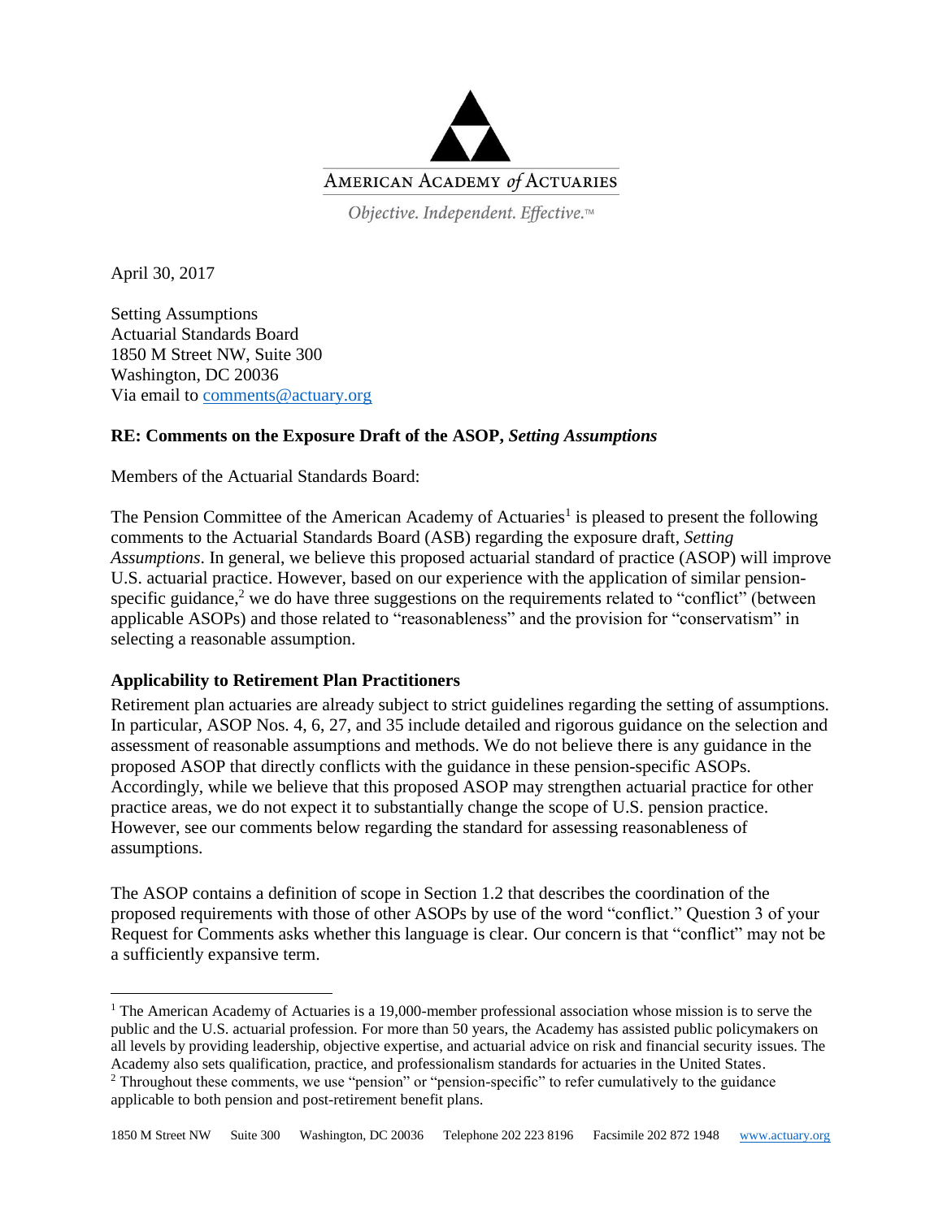AMERICAN ACADEMY *of* ACTUARIES

*Objective. Independent. Effective.™*

April 30, 2017

Setting Assumptions
Actuarial Standards Board
1850 M Street NW, Suite 300
Washington, DC 20036
Via email to comments@actuary.org

**RE: Comments on the Exposure Draft of the ASOP, *Setting Assumptions***

Members of the Actuarial Standards Board:

The Pension Committee of the American Academy of Actuaries[1] is pleased to present the following comments to the Actuarial Standards Board (ASB) regarding the exposure draft, *Setting Assumptions*. In general, we believe this proposed actuarial standard of practice (ASOP) will improve U.S. actuarial practice. However, based on our experience with the application of similar pension-specific guidance,[2] we do have three suggestions on the requirements related to "conflict" (between applicable ASOPs) and those related to "reasonableness" and the provision for "conservatism" in selecting a reasonable assumption.

**Applicability to Retirement Plan Practitioners**

Retirement plan actuaries are already subject to strict guidelines regarding the setting of assumptions. In particular, ASOP Nos. 4, 6, 27, and 35 include detailed and rigorous guidance on the selection and assessment of reasonable assumptions and methods. We do not believe there is any guidance in the proposed ASOP that directly conflicts with the guidance in these pension-specific ASOPs. Accordingly, while we believe that this proposed ASOP may strengthen actuarial practice for other practice areas, we do not expect it to substantially change the scope of U.S. pension practice. However, see our comments below regarding the standard for assessing reasonableness of assumptions.

The ASOP contains a definition of scope in Section 1.2 that describes the coordination of the proposed requirements with those of other ASOPs by use of the word "conflict." Question 3 of your Request for Comments asks whether this language is clear. Our concern is that "conflict" may not be a sufficiently expansive term.

---

[1] The American Academy of Actuaries is a 19,000-member professional association whose mission is to serve the public and the U.S. actuarial profession. For more than 50 years, the Academy has assisted public policymakers on all levels by providing leadership, objective expertise, and actuarial advice on risk and financial security issues. The Academy also sets qualification, practice, and professionalism standards for actuaries in the United States.

[2] Throughout these comments, we use "pension" or "pension-specific" to refer cumulatively to the guidance applicable to both pension and post-retirement benefit plans.

1850 M Street NW Suite 300 Washington, DC 20036 Telephone 202 223 8196 Facsimile 202 872 1948 www.actuary.org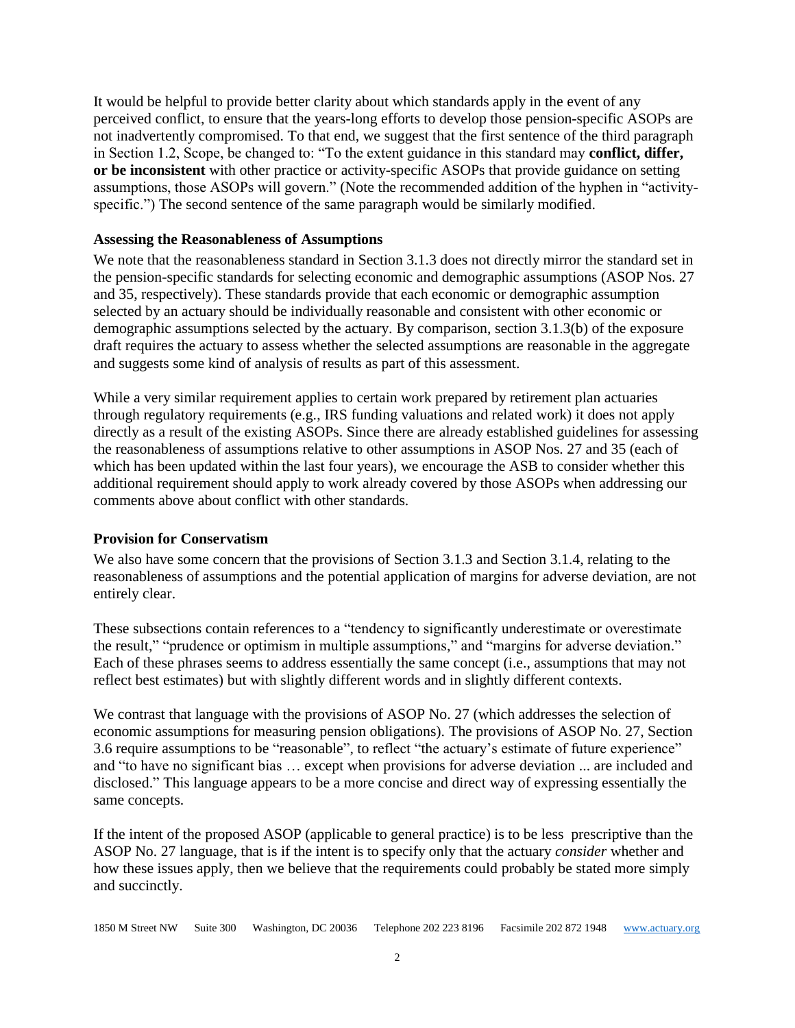It would be helpful to provide better clarity about which standards apply in the event of any perceived conflict, to ensure that the years-long efforts to develop those pension-specific ASOPs are not inadvertently compromised. To that end, we suggest that the first sentence of the third paragraph in Section 1.2, Scope, be changed to: "To the extent guidance in this standard may **conflict, differ, or be inconsistent** with other practice or activity-specific ASOPs that provide guidance on setting assumptions, those ASOPs will govern." (Note the recommended addition of the hyphen in "activity-specific.") The second sentence of the same paragraph would be similarly modified.

**Assessing the Reasonableness of Assumptions**

We note that the reasonableness standard in Section 3.1.3 does not directly mirror the standard set in the pension-specific standards for selecting economic and demographic assumptions (ASOP Nos. 27 and 35, respectively). These standards provide that each economic or demographic assumption selected by an actuary should be individually reasonable and consistent with other economic or demographic assumptions selected by the actuary. By comparison, section 3.1.3(b) of the exposure draft requires the actuary to assess whether the selected assumptions are reasonable in the aggregate and suggests some kind of analysis of results as part of this assessment.

While a very similar requirement applies to certain work prepared by retirement plan actuaries through regulatory requirements (e.g., IRS funding valuations and related work) it does not apply directly as a result of the existing ASOPs. Since there are already established guidelines for assessing the reasonableness of assumptions relative to other assumptions in ASOP Nos. 27 and 35 (each of which has been updated within the last four years), we encourage the ASB to consider whether this additional requirement should apply to work already covered by those ASOPs when addressing our comments above about conflict with other standards.

**Provision for Conservatism**

We also have some concern that the provisions of Section 3.1.3 and Section 3.1.4, relating to the reasonableness of assumptions and the potential application of margins for adverse deviation, are not entirely clear.

These subsections contain references to a "tendency to significantly underestimate or overestimate the result," "prudence or optimism in multiple assumptions," and "margins for adverse deviation." Each of these phrases seems to address essentially the same concept (i.e., assumptions that may not reflect best estimates) but with slightly different words and in slightly different contexts.

We contrast that language with the provisions of ASOP No. 27 (which addresses the selection of economic assumptions for measuring pension obligations). The provisions of ASOP No. 27, Section 3.6 require assumptions to be "reasonable", to reflect "the actuary's estimate of future experience" and "to have no significant bias … except when provisions for adverse deviation ... are included and disclosed." This language appears to be a more concise and direct way of expressing essentially the same concepts.

If the intent of the proposed ASOP (applicable to general practice) is to be less prescriptive than the ASOP No. 27 language, that is if the intent is to specify only that the actuary *consider* whether and how these issues apply, then we believe that the requirements could probably be stated more simply and succinctly.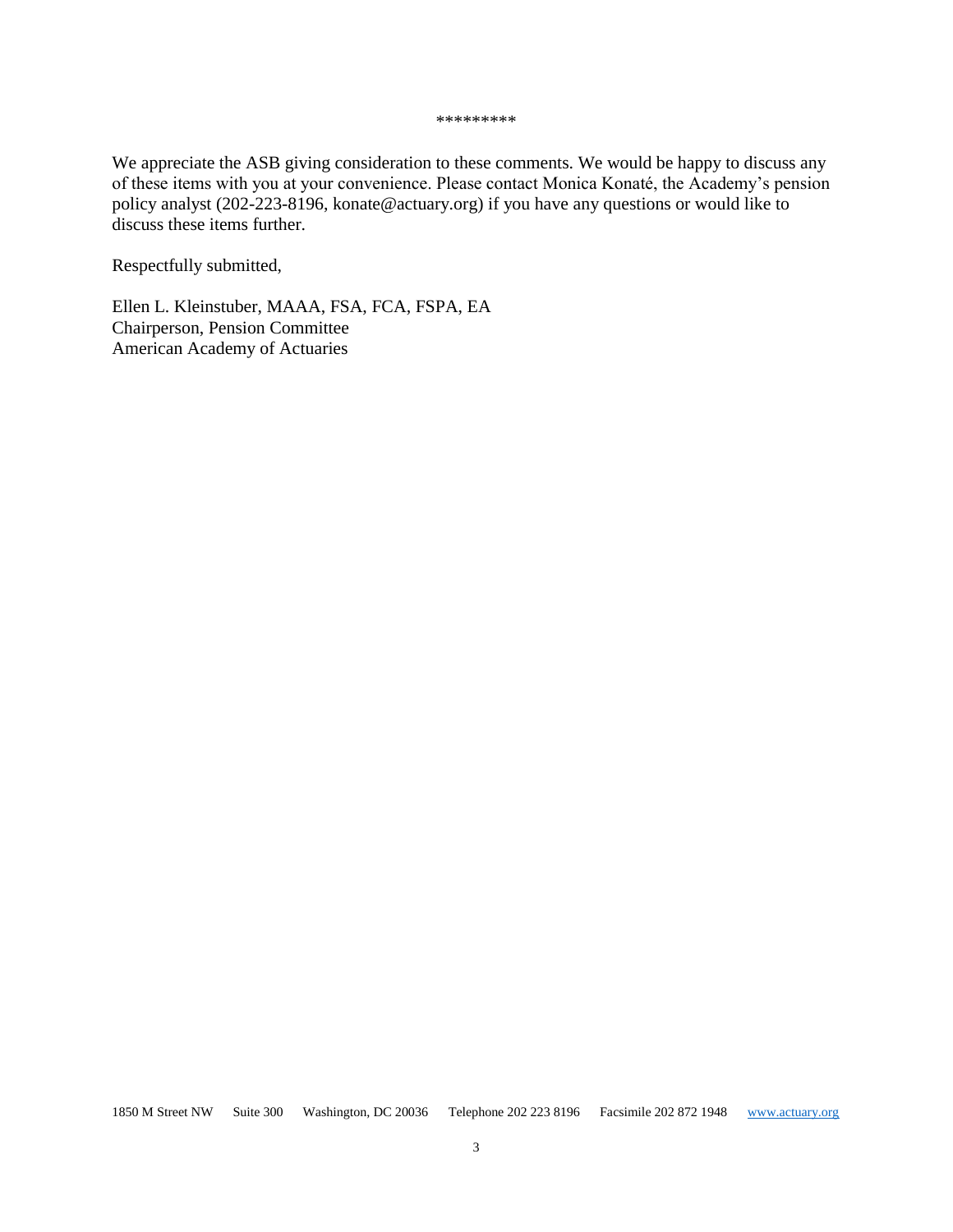\*\*\*\*\*\*\*\*\*

We appreciate the ASB giving consideration to these comments. We would be happy to discuss any of these items with you at your convenience. Please contact Monica Konaté, the Academy's pension policy analyst (202-223-8196, konate@actuary.org) if you have any questions or would like to discuss these items further.

Respectfully submitted,

Ellen L. Kleinstuber, MAAA, FSA, FCA, FSPA, EA
Chairperson, Pension Committee
American Academy of Actuaries